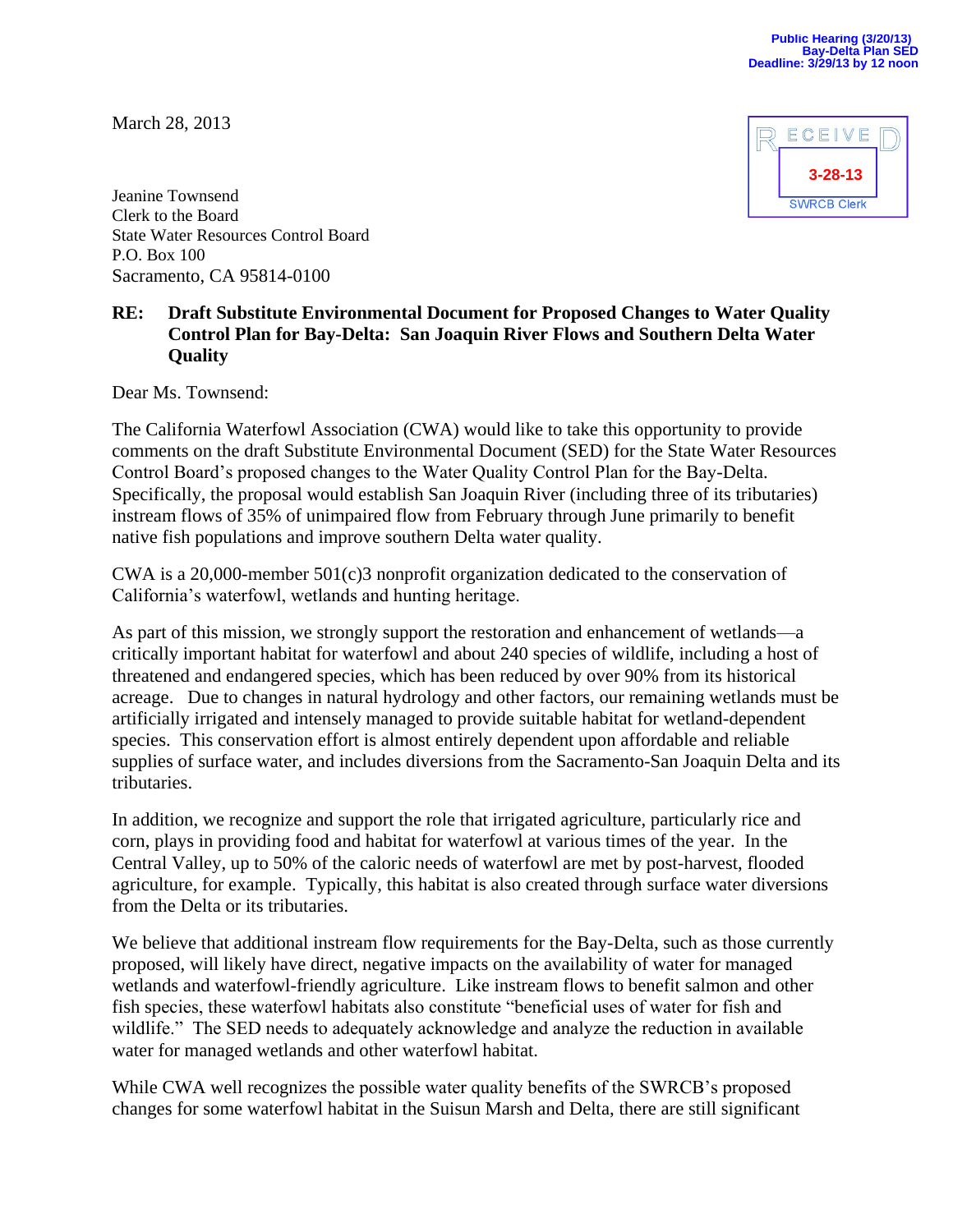Public Hearing (3/20/13)
Bay-Delta Plan SED
Deadline: 3/29/13 by 12 noon

RECEIVED
3-28-13
SWRCB Clerk

March 28, 2013

Jeanine Townsend
Clerk to the Board
State Water Resources Control Board
P.O. Box 100
Sacramento, CA 95814-0100

**RE: Draft Substitute Environmental Document for Proposed Changes to Water Quality Control Plan for Bay-Delta: San Joaquin River Flows and Southern Delta Water Quality**

Dear Ms. Townsend:

The California Waterfowl Association (CWA) would like to take this opportunity to provide comments on the draft Substitute Environmental Document (SED) for the State Water Resources Control Board's proposed changes to the Water Quality Control Plan for the Bay-Delta. Specifically, the proposal would establish San Joaquin River (including three of its tributaries) instream flows of 35% of unimpaired flow from February through June primarily to benefit native fish populations and improve southern Delta water quality.

CWA is a 20,000-member 501(c)3 nonprofit organization dedicated to the conservation of California's waterfowl, wetlands and hunting heritage.

As part of this mission, we strongly support the restoration and enhancement of wetlands—a critically important habitat for waterfowl and about 240 species of wildlife, including a host of threatened and endangered species, which has been reduced by over 90% from its historical acreage. Due to changes in natural hydrology and other factors, our remaining wetlands must be artificially irrigated and intensely managed to provide suitable habitat for wetland-dependent species. This conservation effort is almost entirely dependent upon affordable and reliable supplies of surface water, and includes diversions from the Sacramento-San Joaquin Delta and its tributaries.

In addition, we recognize and support the role that irrigated agriculture, particularly rice and corn, plays in providing food and habitat for waterfowl at various times of the year. In the Central Valley, up to 50% of the caloric needs of waterfowl are met by post-harvest, flooded agriculture, for example. Typically, this habitat is also created through surface water diversions from the Delta or its tributaries.

We believe that additional instream flow requirements for the Bay-Delta, such as those currently proposed, will likely have direct, negative impacts on the availability of water for managed wetlands and waterfowl-friendly agriculture. Like instream flows to benefit salmon and other fish species, these waterfowl habitats also constitute "beneficial uses of water for fish and wildlife." The SED needs to adequately acknowledge and analyze the reduction in available water for managed wetlands and other waterfowl habitat.

While CWA well recognizes the possible water quality benefits of the SWRCB's proposed changes for some waterfowl habitat in the Suisun Marsh and Delta, there are still significant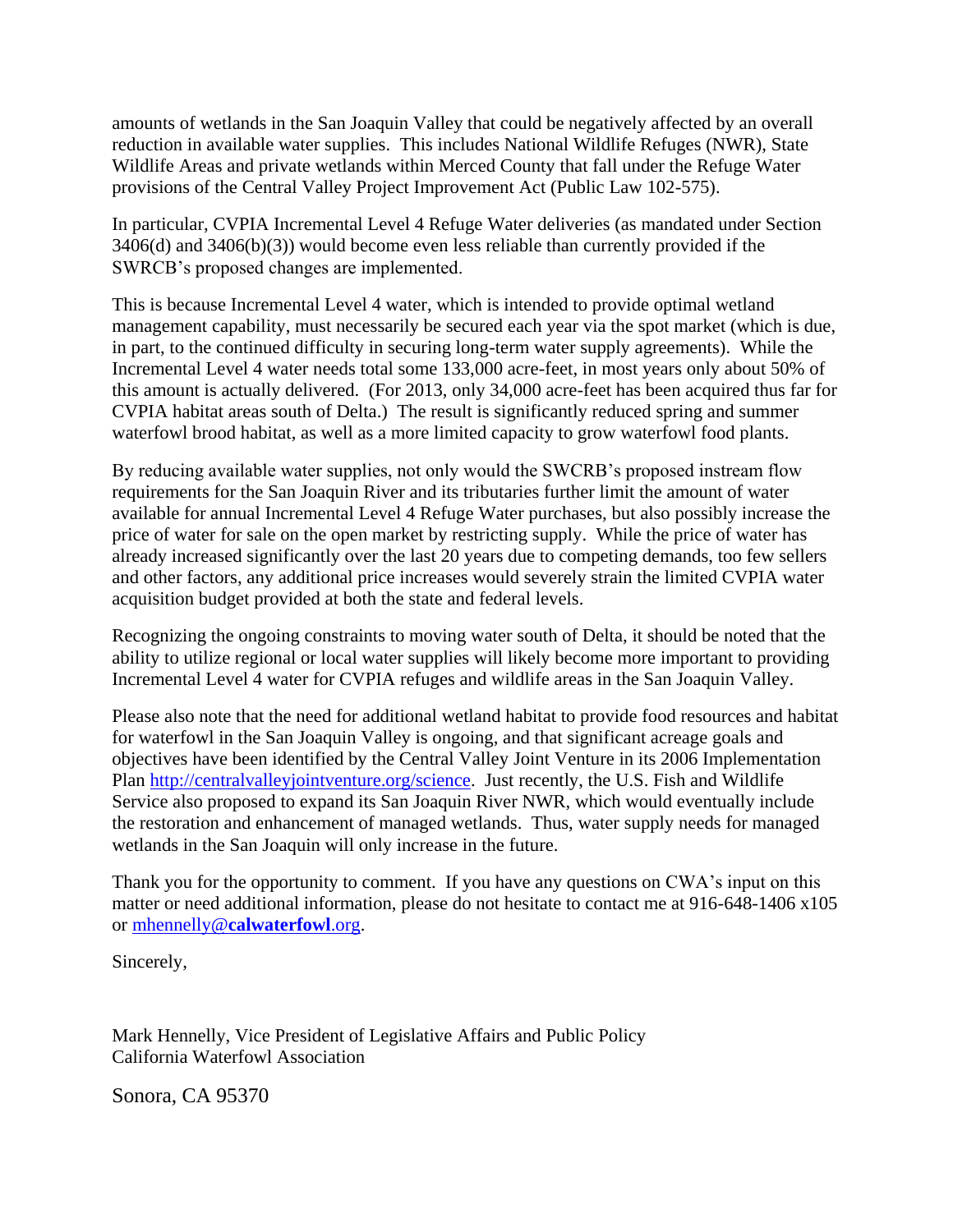amounts of wetlands in the San Joaquin Valley that could be negatively affected by an overall reduction in available water supplies. This includes National Wildlife Refuges (NWR), State Wildlife Areas and private wetlands within Merced County that fall under the Refuge Water provisions of the Central Valley Project Improvement Act (Public Law 102-575).

In particular, CVPIA Incremental Level 4 Refuge Water deliveries (as mandated under Section 3406(d) and 3406(b)(3)) would become even less reliable than currently provided if the SWRCB's proposed changes are implemented.

This is because Incremental Level 4 water, which is intended to provide optimal wetland management capability, must necessarily be secured each year via the spot market (which is due, in part, to the continued difficulty in securing long-term water supply agreements). While the Incremental Level 4 water needs total some 133,000 acre-feet, in most years only about 50% of this amount is actually delivered. (For 2013, only 34,000 acre-feet has been acquired thus far for CVPIA habitat areas south of Delta.) The result is significantly reduced spring and summer waterfowl brood habitat, as well as a more limited capacity to grow waterfowl food plants.

By reducing available water supplies, not only would the SWCRB's proposed instream flow requirements for the San Joaquin River and its tributaries further limit the amount of water available for annual Incremental Level 4 Refuge Water purchases, but also possibly increase the price of water for sale on the open market by restricting supply. While the price of water has already increased significantly over the last 20 years due to competing demands, too few sellers and other factors, any additional price increases would severely strain the limited CVPIA water acquisition budget provided at both the state and federal levels.

Recognizing the ongoing constraints to moving water south of Delta, it should be noted that the ability to utilize regional or local water supplies will likely become more important to providing Incremental Level 4 water for CVPIA refuges and wildlife areas in the San Joaquin Valley.

Please also note that the need for additional wetland habitat to provide food resources and habitat for waterfowl in the San Joaquin Valley is ongoing, and that significant acreage goals and objectives have been identified by the Central Valley Joint Venture in its 2006 Implementation Plan http://centralvalleyjointventure.org/science. Just recently, the U.S. Fish and Wildlife Service also proposed to expand its San Joaquin River NWR, which would eventually include the restoration and enhancement of managed wetlands. Thus, water supply needs for managed wetlands in the San Joaquin will only increase in the future.

Thank you for the opportunity to comment. If you have any questions on CWA's input on this matter or need additional information, please do not hesitate to contact me at 916-648-1406 x105 or mhennelly@**calwaterfowl**.org.

Sincerely,

Mark Hennelly, Vice President of Legislative Affairs and Public Policy
California Waterfowl Association

Sonora, CA 95370